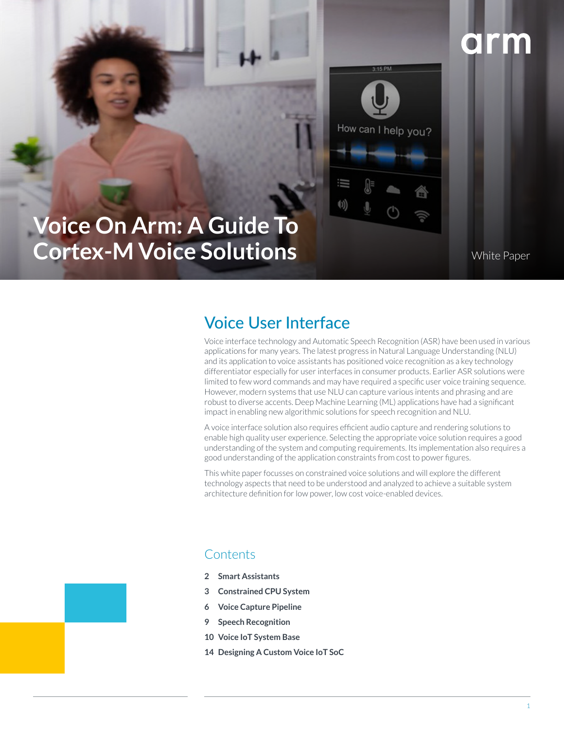# Voice On Arm: A Guide To Cortex-M Voice Solutions

White Paper

## Voice User Interface

Voice interface technology and Automatic Speech Recognition (ASR) have been used in various applications for many years. The latest progress in Natural Language Understanding (NLU) and its application to voice assistants has positioned voice recognition as a key technology differentiator especially for user interfaces in consumer products. Earlier ASR solutions were limited to few word commands and may have required a specific user voice training sequence. However, modern systems that use NLU can capture various intents and phrasing and are robust to diverse accents. Deep Machine Learning (ML) applications have had a significant impact in enabling new algorithmic solutions for speech recognition and NLU.

A voice interface solution also requires efficient audio capture and rendering solutions to enable high quality user experience. Selecting the appropriate voice solution requires a good understanding of the system and computing requirements. Its implementation also requires a good understanding of the application constraints from cost to power figures.

This white paper focusses on constrained voice solutions and will explore the different technology aspects that need to be understood and analyzed to achieve a suitable system architecture definition for low power, low cost voice-enabled devices.

## Contents

- 2 **Smart Assistants**
- 3 **Constrained CPU System**
- 6 **Voice Capture Pipeline**
- 9 **Speech Recognition**
- 10 **Voice IoT System Base**
- 14 **Designing A Custom Voice IoT SoC**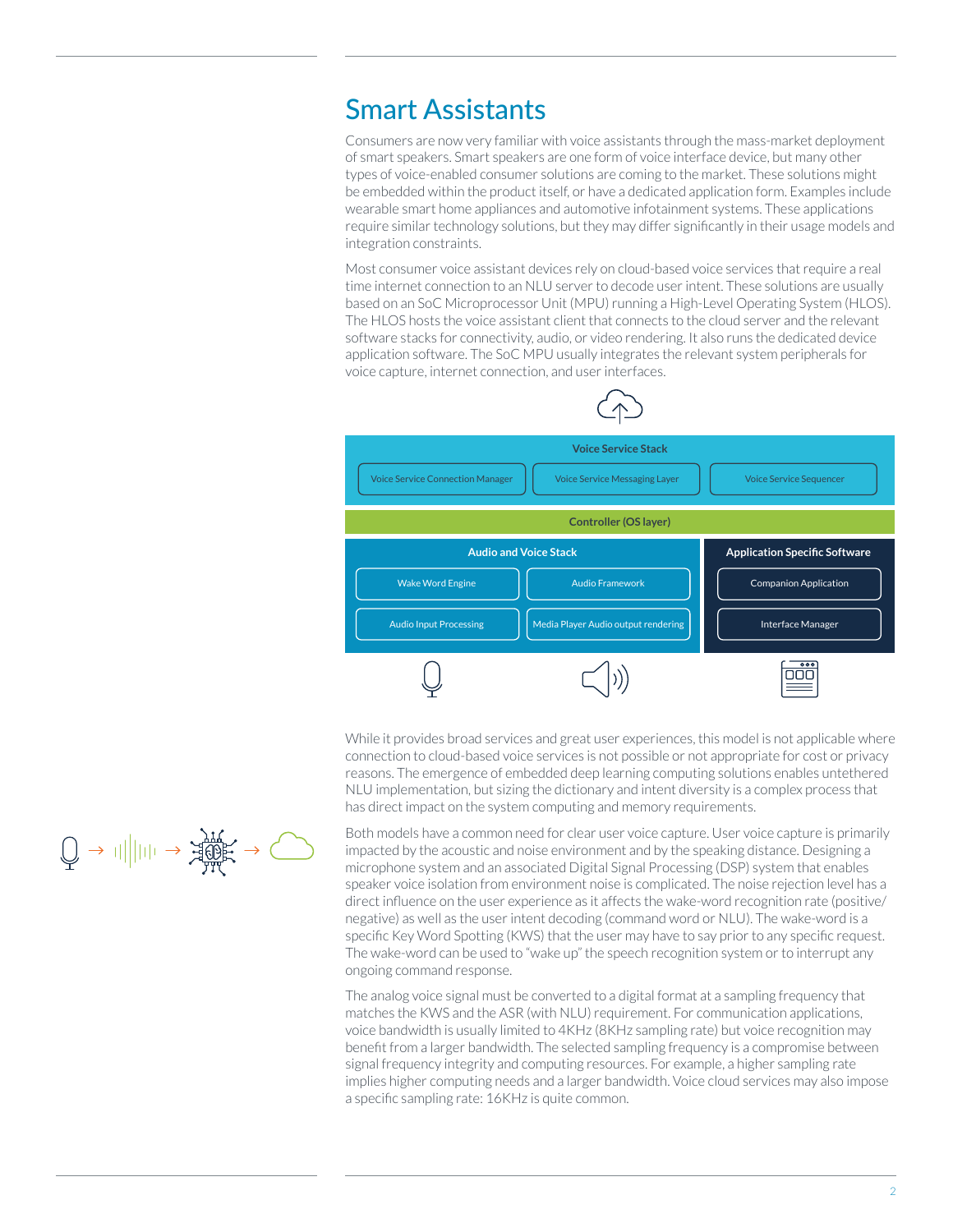# Smart Assistants

Consumers are now very familiar with voice assistants through the mass-market deployment of smart speakers. Smart speakers are one form of voice interface device, but many other types of voice-enabled consumer solutions are coming to the market. These solutions might be embedded within the product itself, or have a dedicated application form. Examples include wearable smart home appliances and automotive infotainment systems. These applications require similar technology solutions, but they may differ significantly in their usage models and integration constraints.

Most consumer voice assistant devices rely on cloud-based voice services that require a real time internet connection to an NLU server to decode user intent. These solutions are usually based on an SoC Microprocessor Unit (MPU) running a High-Level Operating System (HLOS). The HLOS hosts the voice assistant client that connects to the cloud server and the relevant software stacks for connectivity, audio, or video rendering. It also runs the dedicated device application software. The SoC MPU usually integrates the relevant system peripherals for voice capture, internet connection, and user interfaces.

**Voice Service Stack**

- Voice Service Connection Manager
- Voice Service Messaging Layer
- Voice Service Sequencer

**Controller (OS layer)**

**Audio and Voice Stack**

- Wake Word Engine
- Audio Framework
- Audio Input Processing
- Media Player Audio output rendering

**Application Specific Software**

- Companion Application
- Interface Manager

While it provides broad services and great user experiences, this model is not applicable where connection to cloud-based voice services is not possible or not appropriate for cost or privacy reasons. The emergence of embedded deep learning computing solutions enables untethered NLU implementation, but sizing the dictionary and intent diversity is a complex process that has direct impact on the system computing and memory requirements.

Both models have a common need for clear user voice capture. User voice capture is primarily impacted by the acoustic and noise environment and by the speaking distance. Designing a microphone system and an associated Digital Signal Processing (DSP) system that enables speaker voice isolation from environment noise is complicated. The noise rejection level has a direct influence on the user experience as it affects the wake-word recognition rate (positive/negative) as well as the user intent decoding (command word or NLU). The wake-word is a specific Key Word Spotting (KWS) that the user may have to say prior to any specific request. The wake-word can be used to "wake up" the speech recognition system or to interrupt any ongoing command response.

The analog voice signal must be converted to a digital format at a sampling frequency that matches the KWS and the ASR (with NLU) requirement. For communication applications, voice bandwidth is usually limited to 4KHz (8KHz sampling rate) but voice recognition may benefit from a larger bandwidth. The selected sampling frequency is a compromise between signal frequency integrity and computing resources. For example, a higher sampling rate implies higher computing needs and a larger bandwidth. Voice cloud services may also impose a specific sampling rate: 16KHz is quite common.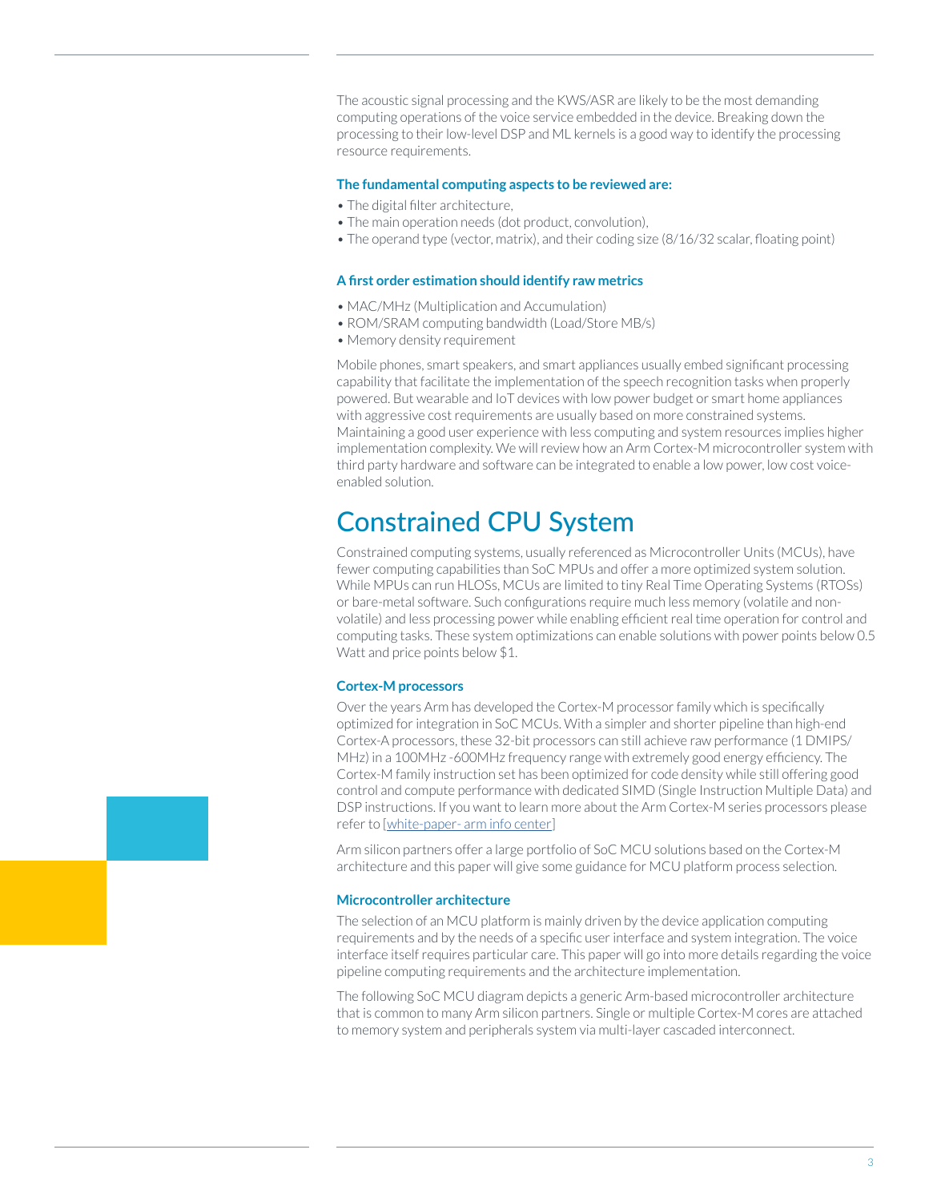The acoustic signal processing and the KWS/ASR are likely to be the most demanding computing operations of the voice service embedded in the device. Breaking down the processing to their low-level DSP and ML kernels is a good way to identify the processing resource requirements.

**The fundamental computing aspects to be reviewed are:**

- The digital filter architecture,
- The main operation needs (dot product, convolution),
- The operand type (vector, matrix), and their coding size (8/16/32 scalar, floating point)

**A first order estimation should identify raw metrics**

- MAC/MHz (Multiplication and Accumulation)
- ROM/SRAM computing bandwidth (Load/Store MB/s)
- Memory density requirement

Mobile phones, smart speakers, and smart appliances usually embed significant processing capability that facilitate the implementation of the speech recognition tasks when properly powered. But wearable and IoT devices with low power budget or smart home appliances with aggressive cost requirements are usually based on more constrained systems. Maintaining a good user experience with less computing and system resources implies higher implementation complexity. We will review how an Arm Cortex-M microcontroller system with third party hardware and software can be integrated to enable a low power, low cost voice-enabled solution.

# Constrained CPU System

Constrained computing systems, usually referenced as Microcontroller Units (MCUs), have fewer computing capabilities than SoC MPUs and offer a more optimized system solution. While MPUs can run HLOSs, MCUs are limited to tiny Real Time Operating Systems (RTOSs) or bare-metal software. Such configurations require much less memory (volatile and non-volatile) and less processing power while enabling efficient real time operation for control and computing tasks. These system optimizations can enable solutions with power points below 0.5 Watt and price points below $1.

### Cortex-M processors

Over the years Arm has developed the Cortex-M processor family which is specifically optimized for integration in SoC MCUs. With a simpler and shorter pipeline than high-end Cortex-A processors, these 32-bit processors can still achieve raw performance (1 DMIPS/MHz) in a 100MHz -600MHz frequency range with extremely good energy efficiency. The Cortex-M family instruction set has been optimized for code density while still offering good control and compute performance with dedicated SIMD (Single Instruction Multiple Data) and DSP instructions. If you want to learn more about the Arm Cortex-M series processors please refer to [white-paper- arm info center]

Arm silicon partners offer a large portfolio of SoC MCU solutions based on the Cortex-M architecture and this paper will give some guidance for MCU platform process selection.

### Microcontroller architecture

The selection of an MCU platform is mainly driven by the device application computing requirements and by the needs of a specific user interface and system integration. The voice interface itself requires particular care. This paper will go into more details regarding the voice pipeline computing requirements and the architecture implementation.

The following SoC MCU diagram depicts a generic Arm-based microcontroller architecture that is common to many Arm silicon partners. Single or multiple Cortex-M cores are attached to memory system and peripherals system via multi-layer cascaded interconnect.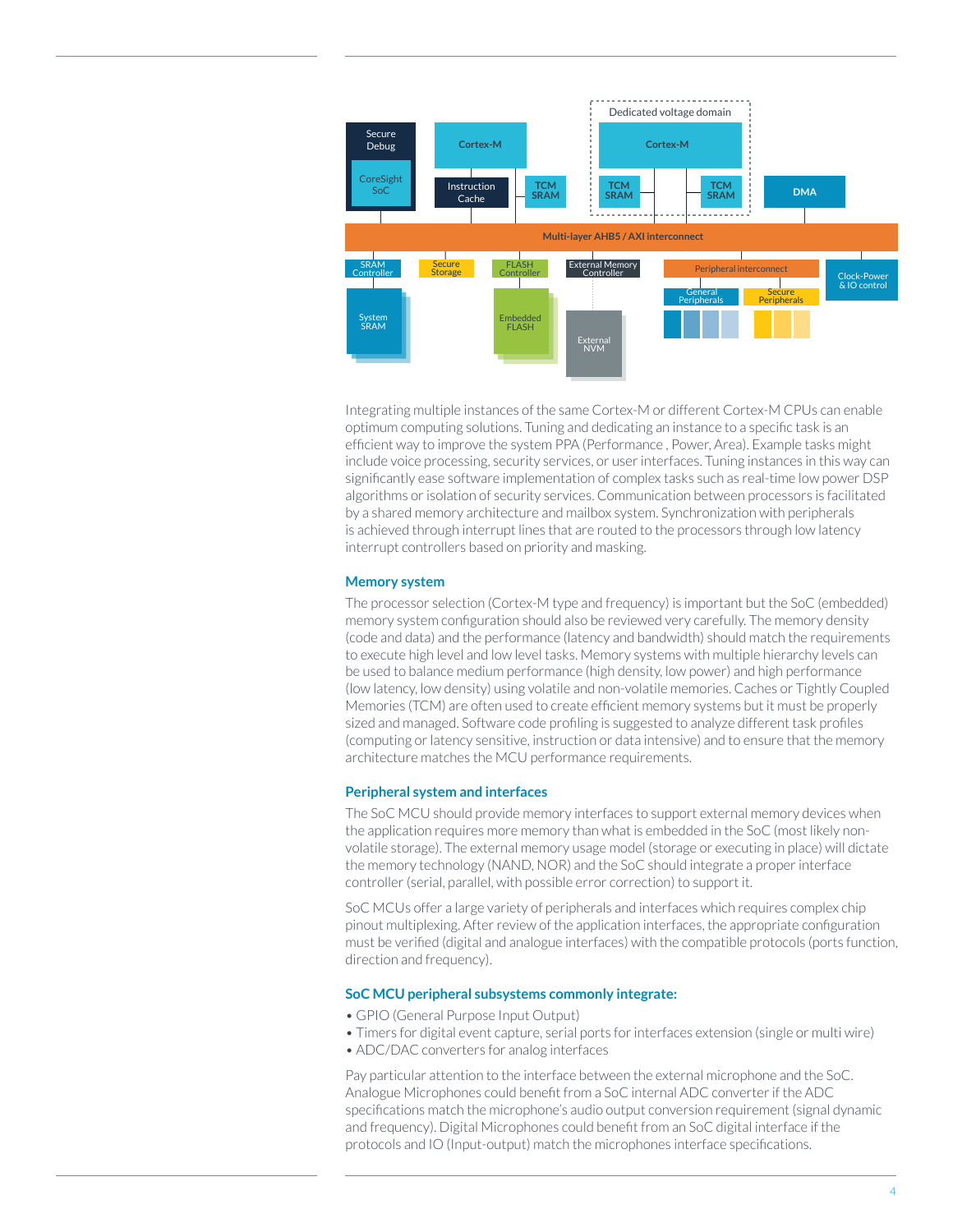Integrating multiple instances of the same Cortex-M or different Cortex-M CPUs can enable optimum computing solutions. Tuning and dedicating an instance to a specific task is an efficient way to improve the system PPA (Performance , Power, Area). Example tasks might include voice processing, security services, or user interfaces. Tuning instances in this way can significantly ease software implementation of complex tasks such as real-time low power DSP algorithms or isolation of security services. Communication between processors is facilitated by a shared memory architecture and mailbox system. Synchronization with peripherals is achieved through interrupt lines that are routed to the processors through low latency interrupt controllers based on priority and masking.

### Memory system

The processor selection (Cortex-M type and frequency) is important but the SoC (embedded) memory system configuration should also be reviewed very carefully. The memory density (code and data) and the performance (latency and bandwidth) should match the requirements to execute high level and low level tasks. Memory systems with multiple hierarchy levels can be used to balance medium performance (high density, low power) and high performance (low latency, low density) using volatile and non-volatile memories. Caches or Tightly Coupled Memories (TCM) are often used to create efficient memory systems but it must be properly sized and managed. Software code profiling is suggested to analyze different task profiles (computing or latency sensitive, instruction or data intensive) and to ensure that the memory architecture matches the MCU performance requirements.

### Peripheral system and interfaces

The SoC MCU should provide memory interfaces to support external memory devices when the application requires more memory than what is embedded in the SoC (most likely non-volatile storage). The external memory usage model (storage or executing in place) will dictate the memory technology (NAND, NOR) and the SoC should integrate a proper interface controller (serial, parallel, with possible error correction) to support it.

SoC MCUs offer a large variety of peripherals and interfaces which requires complex chip pinout multiplexing. After review of the application interfaces, the appropriate configuration must be verified (digital and analogue interfaces) with the compatible protocols (ports function, direction and frequency).

### SoC MCU peripheral subsystems commonly integrate:

- GPIO (General Purpose Input Output)
- Timers for digital event capture, serial ports for interfaces extension (single or multi wire)
- ADC/DAC converters for analog interfaces

Pay particular attention to the interface between the external microphone and the SoC. Analogue Microphones could benefit from a SoC internal ADC converter if the ADC specifications match the microphone's audio output conversion requirement (signal dynamic and frequency). Digital Microphones could benefit from an SoC digital interface if the protocols and IO (Input-output) match the microphones interface specifications.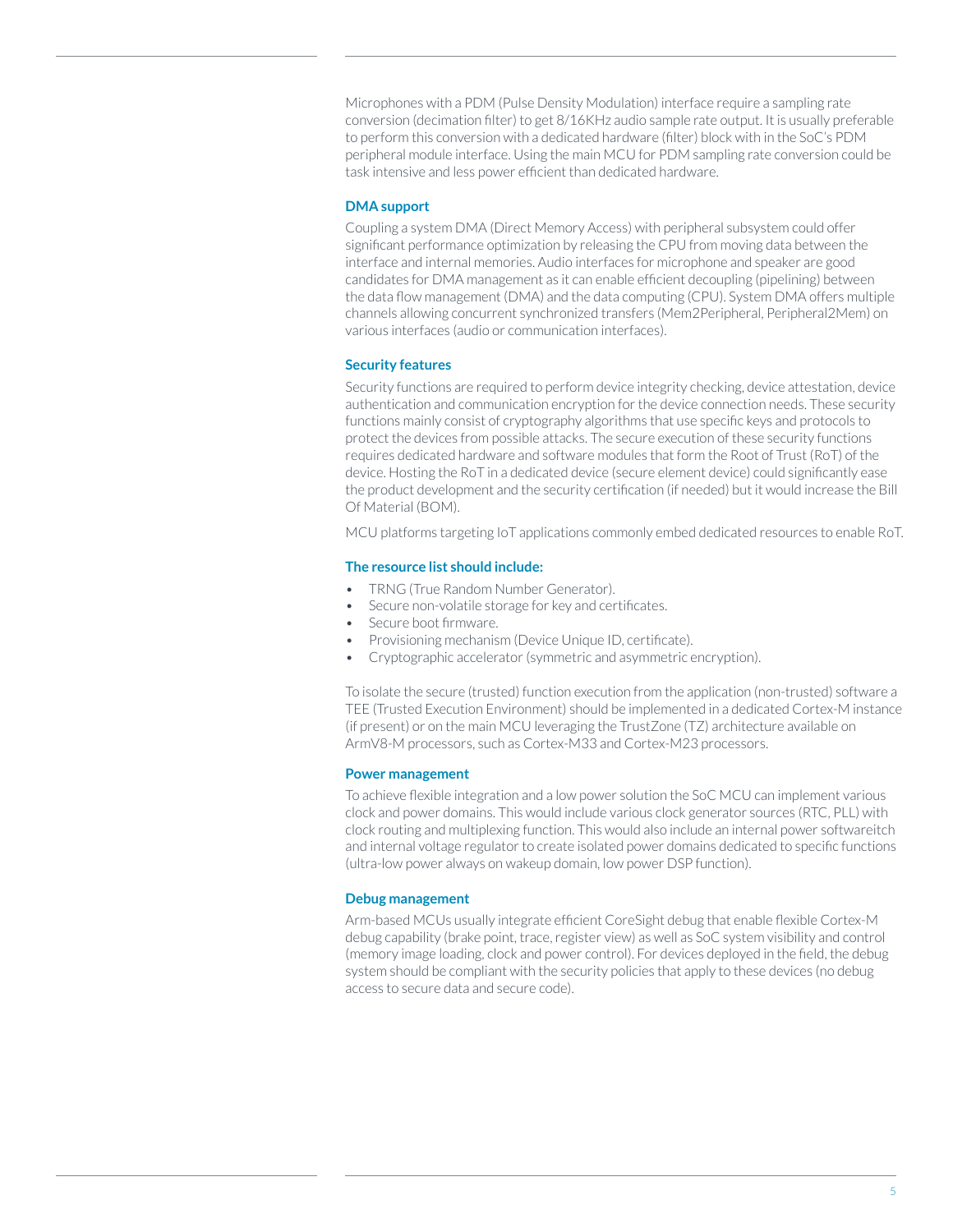Microphones with a PDM (Pulse Density Modulation) interface require a sampling rate conversion (decimation filter) to get 8/16KHz audio sample rate output. It is usually preferable to perform this conversion with a dedicated hardware (filter) block with in the SoC's PDM peripheral module interface. Using the main MCU for PDM sampling rate conversion could be task intensive and less power efficient than dedicated hardware.

### DMA support

Coupling a system DMA (Direct Memory Access) with peripheral subsystem could offer significant performance optimization by releasing the CPU from moving data between the interface and internal memories. Audio interfaces for microphone and speaker are good candidates for DMA management as it can enable efficient decoupling (pipelining) between the data flow management (DMA) and the data computing (CPU). System DMA offers multiple channels allowing concurrent synchronized transfers (Mem2Peripheral, Peripheral2Mem) on various interfaces (audio or communication interfaces).

### Security features

Security functions are required to perform device integrity checking, device attestation, device authentication and communication encryption for the device connection needs. These security functions mainly consist of cryptography algorithms that use specific keys and protocols to protect the devices from possible attacks. The secure execution of these security functions requires dedicated hardware and software modules that form the Root of Trust (RoT) of the device. Hosting the RoT in a dedicated device (secure element device) could significantly ease the product development and the security certification (if needed) but it would increase the Bill Of Material (BOM).

MCU platforms targeting IoT applications commonly embed dedicated resources to enable RoT.

### The resource list should include:

- TRNG (True Random Number Generator).
- Secure non-volatile storage for key and certificates.
- Secure boot firmware.
- Provisioning mechanism (Device Unique ID, certificate).
- Cryptographic accelerator (symmetric and asymmetric encryption).

To isolate the secure (trusted) function execution from the application (non-trusted) software a TEE (Trusted Execution Environment) should be implemented in a dedicated Cortex-M instance (if present) or on the main MCU leveraging the TrustZone (TZ) architecture available on ArmV8-M processors, such as Cortex-M33 and Cortex-M23 processors.

### Power management

To achieve flexible integration and a low power solution the SoC MCU can implement various clock and power domains. This would include various clock generator sources (RTC, PLL) with clock routing and multiplexing function. This would also include an internal power softwareitch and internal voltage regulator to create isolated power domains dedicated to specific functions (ultra-low power always on wakeup domain, low power DSP function).

### Debug management

Arm-based MCUs usually integrate efficient CoreSight debug that enable flexible Cortex-M debug capability (brake point, trace, register view) as well as SoC system visibility and control (memory image loading, clock and power control). For devices deployed in the field, the debug system should be compliant with the security policies that apply to these devices (no debug access to secure data and secure code).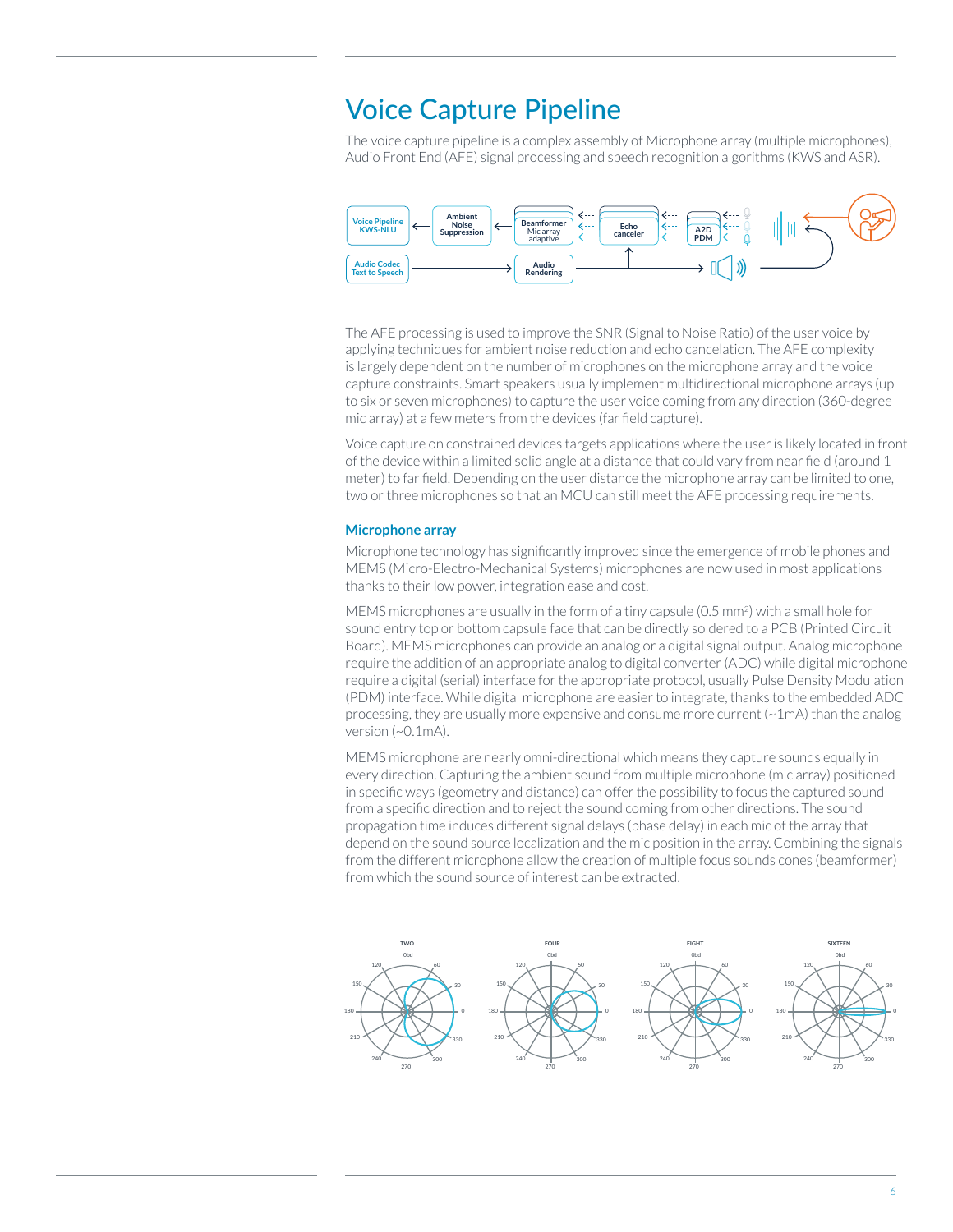# Voice Capture Pipeline

The voice capture pipeline is a complex assembly of Microphone array (multiple microphones), Audio Front End (AFE) signal processing and speech recognition algorithms (KWS and ASR).

The AFE processing is used to improve the SNR (Signal to Noise Ratio) of the user voice by applying techniques for ambient noise reduction and echo cancelation. The AFE complexity is largely dependent on the number of microphones on the microphone array and the voice capture constraints. Smart speakers usually implement multidirectional microphone arrays (up to six or seven microphones) to capture the user voice coming from any direction (360-degree mic array) at a few meters from the devices (far field capture).

Voice capture on constrained devices targets applications where the user is likely located in front of the device within a limited solid angle at a distance that could vary from near field (around 1 meter) to far field. Depending on the user distance the microphone array can be limited to one, two or three microphones so that an MCU can still meet the AFE processing requirements.

### Microphone array

Microphone technology has significantly improved since the emergence of mobile phones and MEMS (Micro-Electro-Mechanical Systems) microphones are now used in most applications thanks to their low power, integration ease and cost.

MEMS microphones are usually in the form of a tiny capsule (0.5 mm$^2$) with a small hole for sound entry top or bottom capsule face that can be directly soldered to a PCB (Printed Circuit Board). MEMS microphones can provide an analog or a digital signal output. Analog microphone require the addition of an appropriate analog to digital converter (ADC) while digital microphone require a digital (serial) interface for the appropriate protocol, usually Pulse Density Modulation (PDM) interface. While digital microphone are easier to integrate, thanks to the embedded ADC processing, they are usually more expensive and consume more current (~1mA) than the analog version (~0.1mA).

MEMS microphone are nearly omni-directional which means they capture sounds equally in every direction. Capturing the ambient sound from multiple microphone (mic array) positioned in specific ways (geometry and distance) can offer the possibility to focus the captured sound from a specific direction and to reject the sound coming from other directions. The sound propagation time induces different signal delays (phase delay) in each mic of the array that depend on the sound source localization and the mic position in the array. Combining the signals from the different microphone allow the creation of multiple focus sounds cones (beamformer) from which the sound source of interest can be extracted.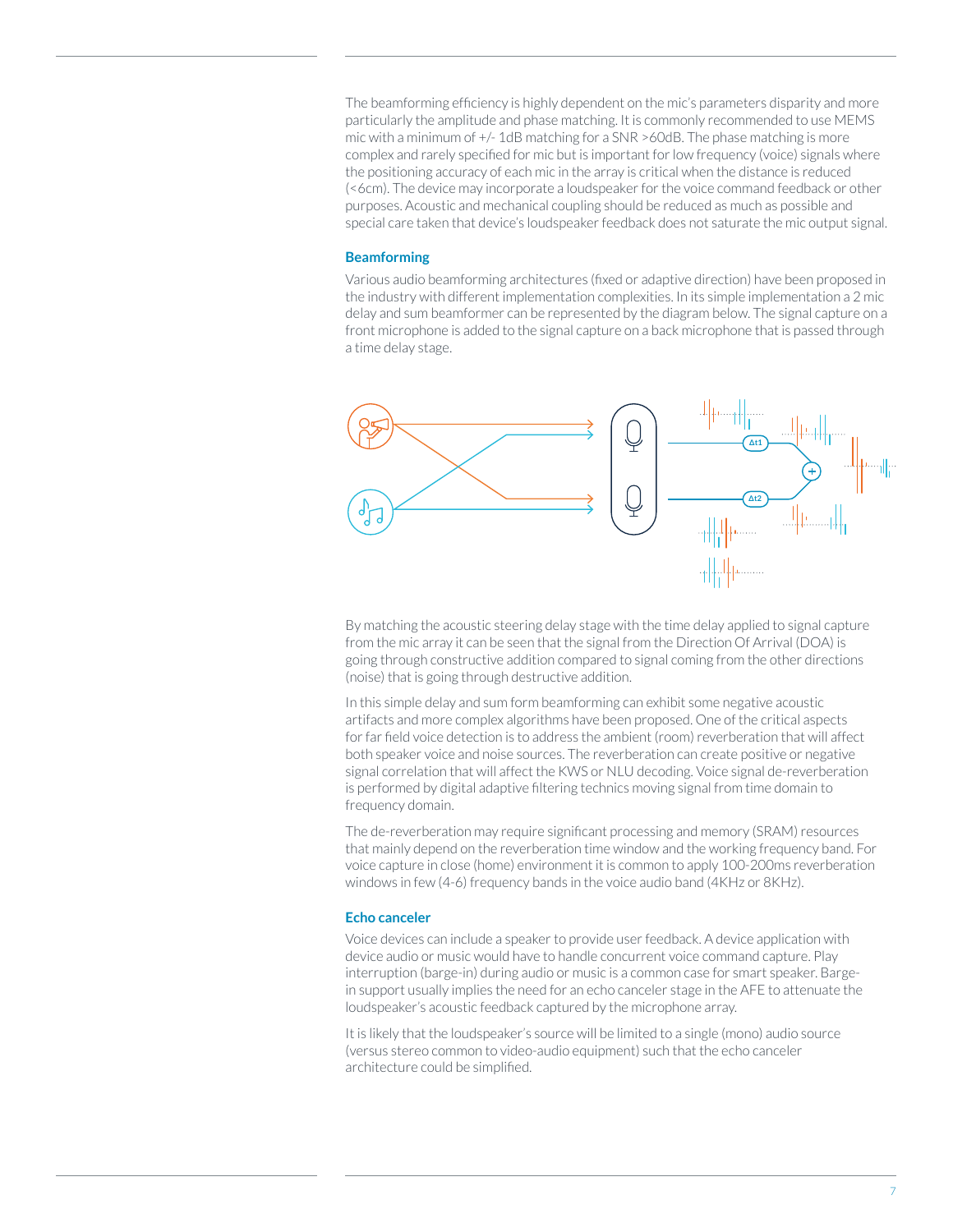The beamforming efficiency is highly dependent on the mic's parameters disparity and more particularly the amplitude and phase matching. It is commonly recommended to use MEMS mic with a minimum of +/- 1dB matching for a SNR >60dB. The phase matching is more complex and rarely specified for mic but is important for low frequency (voice) signals where the positioning accuracy of each mic in the array is critical when the distance is reduced (<6cm). The device may incorporate a loudspeaker for the voice command feedback or other purposes. Acoustic and mechanical coupling should be reduced as much as possible and special care taken that device's loudspeaker feedback does not saturate the mic output signal.

### Beamforming

Various audio beamforming architectures (fixed or adaptive direction) have been proposed in the industry with different implementation complexities. In its simple implementation a 2 mic delay and sum beamformer can be represented by the diagram below. The signal capture on a front microphone is added to the signal capture on a back microphone that is passed through a time delay stage.

By matching the acoustic steering delay stage with the time delay applied to signal capture from the mic array it can be seen that the signal from the Direction Of Arrival (DOA) is going through constructive addition compared to signal coming from the other directions (noise) that is going through destructive addition.

In this simple delay and sum form beamforming can exhibit some negative acoustic artifacts and more complex algorithms have been proposed. One of the critical aspects for far field voice detection is to address the ambient (room) reverberation that will affect both speaker voice and noise sources. The reverberation can create positive or negative signal correlation that will affect the KWS or NLU decoding. Voice signal de-reverberation is performed by digital adaptive filtering technics moving signal from time domain to frequency domain.

The de-reverberation may require significant processing and memory (SRAM) resources that mainly depend on the reverberation time window and the working frequency band. For voice capture in close (home) environment it is common to apply 100-200ms reverberation windows in few (4-6) frequency bands in the voice audio band (4KHz or 8KHz).

### Echo canceler

Voice devices can include a speaker to provide user feedback. A device application with device audio or music would have to handle concurrent voice command capture. Play interruption (barge-in) during audio or music is a common case for smart speaker. Barge-in support usually implies the need for an echo canceler stage in the AFE to attenuate the loudspeaker's acoustic feedback captured by the microphone array.

It is likely that the loudspeaker's source will be limited to a single (mono) audio source (versus stereo common to video-audio equipment) such that the echo canceler architecture could be simplified.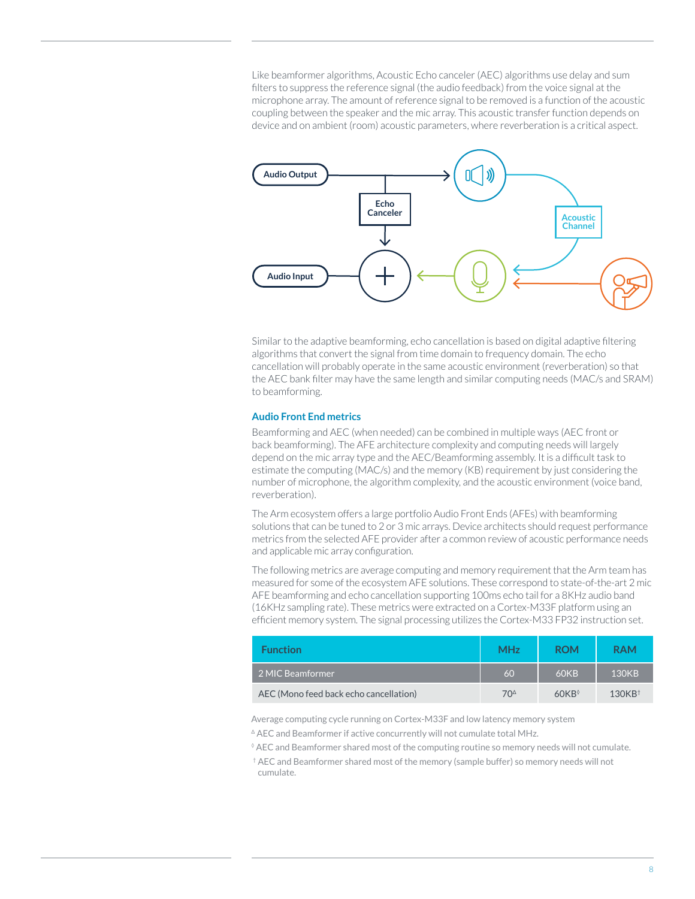Like beamformer algorithms, Acoustic Echo canceler (AEC) algorithms use delay and sum filters to suppress the reference signal (the audio feedback) from the voice signal at the microphone array. The amount of reference signal to be removed is a function of the acoustic coupling between the speaker and the mic array. This acoustic transfer function depends on device and on ambient (room) acoustic parameters, where reverberation is a critical aspect.

Similar to the adaptive beamforming, echo cancellation is based on digital adaptive filtering algorithms that convert the signal from time domain to frequency domain. The echo cancellation will probably operate in the same acoustic environment (reverberation) so that the AEC bank filter may have the same length and similar computing needs (MAC/s and SRAM) to beamforming.

### Audio Front End metrics

Beamforming and AEC (when needed) can be combined in multiple ways (AEC front or back beamforming). The AFE architecture complexity and computing needs will largely depend on the mic array type and the AEC/Beamforming assembly. It is a difficult task to estimate the computing (MAC/s) and the memory (KB) requirement by just considering the number of microphone, the algorithm complexity, and the acoustic environment (voice band, reverberation).

The Arm ecosystem offers a large portfolio Audio Front Ends (AFEs) with beamforming solutions that can be tuned to 2 or 3 mic arrays. Device architects should request performance metrics from the selected AFE provider after a common review of acoustic performance needs and applicable mic array configuration.

The following metrics are average computing and memory requirement that the Arm team has measured for some of the ecosystem AFE solutions. These correspond to state-of-the-art 2 mic AFE beamforming and echo cancellation supporting 100ms echo tail for a 8KHz audio band (16KHz sampling rate). These metrics were extracted on a Cortex-M33F platform using an efficient memory system. The signal processing utilizes the Cortex-M33 FP32 instruction set.

| Function | MHz | ROM | RAM |
|---|---|---|---|
| 2 MIC Beamformer | 60 | 60KB | 130KB |
| AEC (Mono feed back echo cancellation) | 70[Δ] | 60KB[◊] | 130KB[†] |

Average computing cycle running on Cortex-M33F and low latency memory system

[Δ] AEC and Beamformer if active concurrently will not cumulate total MHz.

[◊] AEC and Beamformer shared most of the computing routine so memory needs will not cumulate.

[†] AEC and Beamformer shared most of the memory (sample buffer) so memory needs will not cumulate.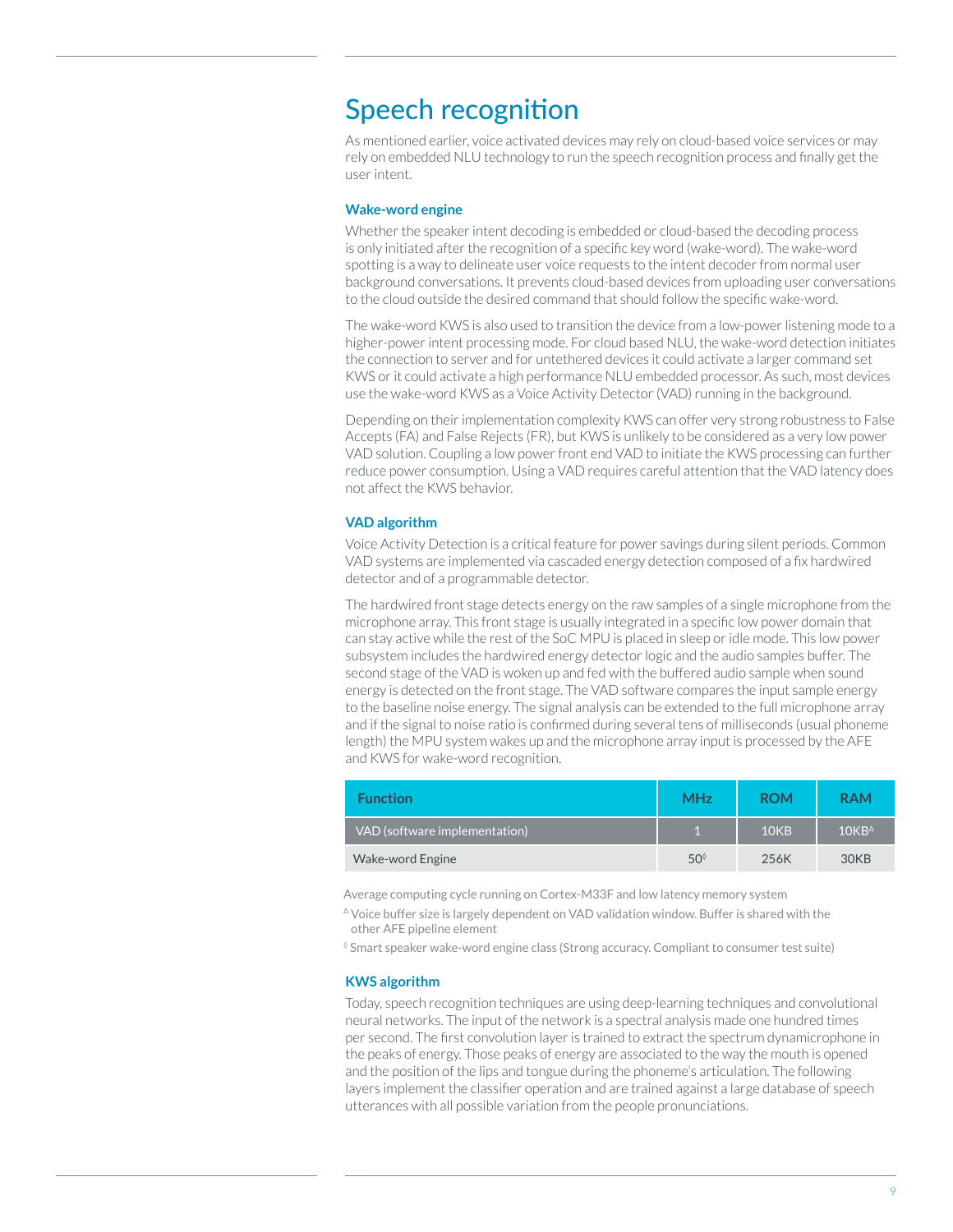# Speech recognition

As mentioned earlier, voice activated devices may rely on cloud-based voice services or may rely on embedded NLU technology to run the speech recognition process and finally get the user intent.

### Wake-word engine

Whether the speaker intent decoding is embedded or cloud-based the decoding process is only initiated after the recognition of a specific key word (wake-word). The wake-word spotting is a way to delineate user voice requests to the intent decoder from normal user background conversations. It prevents cloud-based devices from uploading user conversations to the cloud outside the desired command that should follow the specific wake-word.

The wake-word KWS is also used to transition the device from a low-power listening mode to a higher-power intent processing mode. For cloud based NLU, the wake-word detection initiates the connection to server and for untethered devices it could activate a larger command set KWS or it could activate a high performance NLU embedded processor. As such, most devices use the wake-word KWS as a Voice Activity Detector (VAD) running in the background.

Depending on their implementation complexity KWS can offer very strong robustness to False Accepts (FA) and False Rejects (FR), but KWS is unlikely to be considered as a very low power VAD solution. Coupling a low power front end VAD to initiate the KWS processing can further reduce power consumption. Using a VAD requires careful attention that the VAD latency does not affect the KWS behavior.

### VAD algorithm

Voice Activity Detection is a critical feature for power savings during silent periods. Common VAD systems are implemented via cascaded energy detection composed of a fix hardwired detector and of a programmable detector.

The hardwired front stage detects energy on the raw samples of a single microphone from the microphone array. This front stage is usually integrated in a specific low power domain that can stay active while the rest of the SoC MPU is placed in sleep or idle mode. This low power subsystem includes the hardwired energy detector logic and the audio samples buffer. The second stage of the VAD is woken up and fed with the buffered audio sample when sound energy is detected on the front stage. The VAD software compares the input sample energy to the baseline noise energy. The signal analysis can be extended to the full microphone array and if the signal to noise ratio is confirmed during several tens of milliseconds (usual phoneme length) the MPU system wakes up and the microphone array input is processed by the AFE and KWS for wake-word recognition.

| Function | MHz | ROM | RAM |
|---|---|---|---|
| VAD (software implementation) | 1 | 10KB | 10KB[Δ] |
| Wake-word Engine | 50[◊] | 256K | 30KB |

Average computing cycle running on Cortex-M33F and low latency memory system

[Δ] Voice buffer size is largely dependent on VAD validation window. Buffer is shared with the other AFE pipeline element

[◊] Smart speaker wake-word engine class (Strong accuracy. Compliant to consumer test suite)

### KWS algorithm

Today, speech recognition techniques are using deep-learning techniques and convolutional neural networks. The input of the network is a spectral analysis made one hundred times per second. The first convolution layer is trained to extract the spectrum dynamicrophone in the peaks of energy. Those peaks of energy are associated to the way the mouth is opened and the position of the lips and tongue during the phoneme's articulation. The following layers implement the classifier operation and are trained against a large database of speech utterances with all possible variation from the people pronunciations.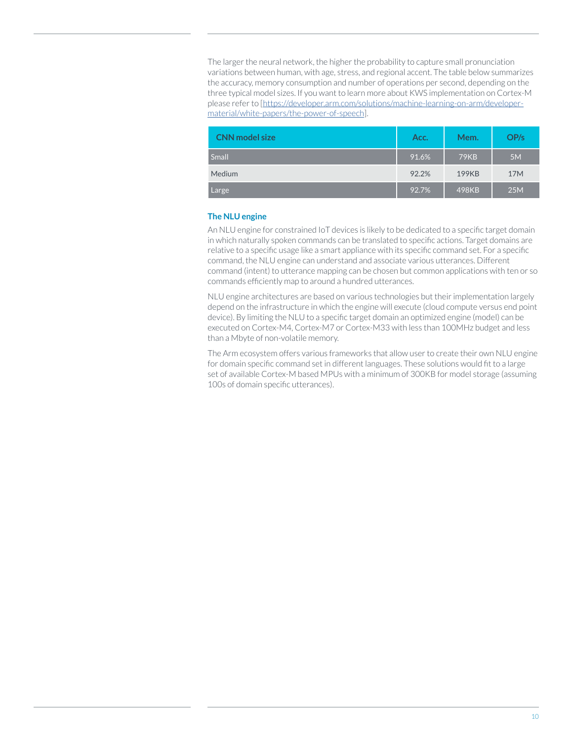The larger the neural network, the higher the probability to capture small pronunciation variations between human, with age, stress, and regional accent. The table below summarizes the accuracy, memory consumption and number of operations per second, depending on the three typical model sizes. If you want to learn more about KWS implementation on Cortex-M please refer to [[https://developer.arm.com/solutions/machine-learning-on-arm/developer-material/white-papers/the-power-of-speech](https://developer.arm.com/solutions/machine-learning-on-arm/developer-material/white-papers/the-power-of-speech)].

| CNN model size | Acc. | Mem. | OP/s |
| --- | --- | --- | --- |
| Small | 91.6% | 79KB | 5M |
| Medium | 92.2% | 199KB | 17M |
| Large | 92.7% | 498KB | 25M |

### The NLU engine

An NLU engine for constrained IoT devices is likely to be dedicated to a specific target domain in which naturally spoken commands can be translated to specific actions. Target domains are relative to a specific usage like a smart appliance with its specific command set. For a specific command, the NLU engine can understand and associate various utterances. Different command (intent) to utterance mapping can be chosen but common applications with ten or so commands efficiently map to around a hundred utterances.

NLU engine architectures are based on various technologies but their implementation largely depend on the infrastructure in which the engine will execute (cloud compute versus end point device). By limiting the NLU to a specific target domain an optimized engine (model) can be executed on Cortex-M4, Cortex-M7 or Cortex-M33 with less than 100MHz budget and less than a Mbyte of non-volatile memory.

The Arm ecosystem offers various frameworks that allow user to create their own NLU engine for domain specific command set in different languages. These solutions would fit to a large set of available Cortex-M based MPUs with a minimum of 300KB for model storage (assuming 100s of domain specific utterances).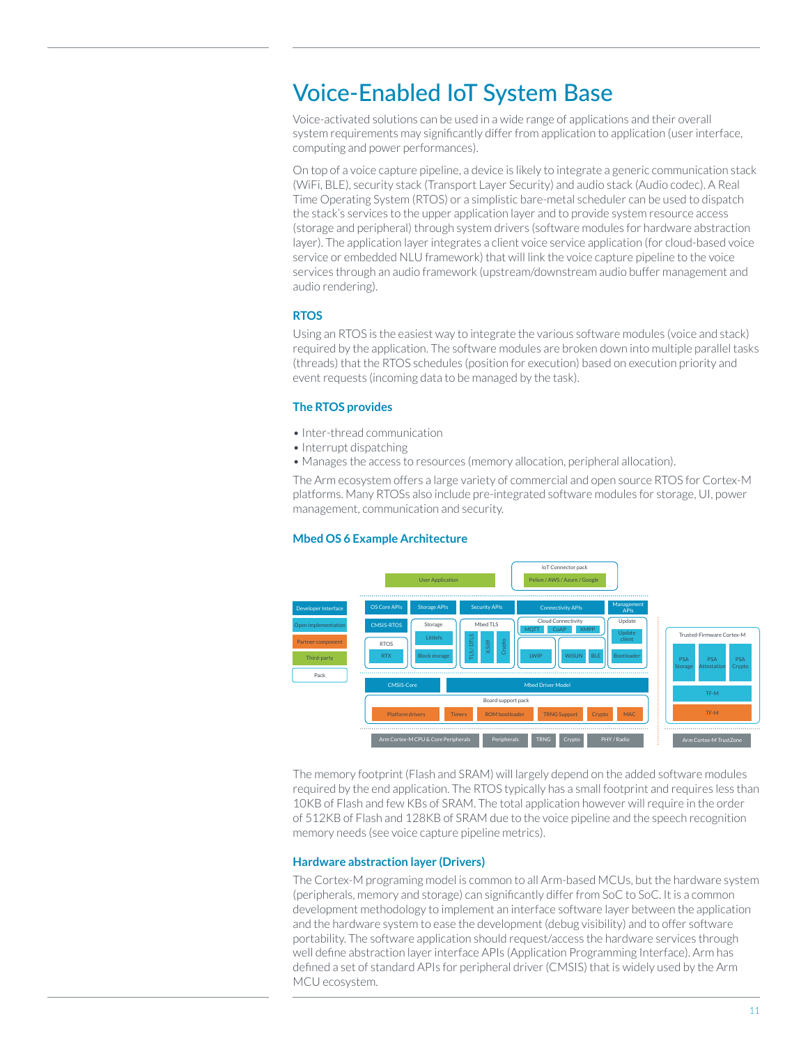# Voice-Enabled IoT System Base

Voice-activated solutions can be used in a wide range of applications and their overall system requirements may significantly differ from application to application (user interface, computing and power performances).

On top of a voice capture pipeline, a device is likely to integrate a generic communication stack (WiFi, BLE), security stack (Transport Layer Security) and audio stack (Audio codec). A Real Time Operating System (RTOS) or a simplistic bare-metal scheduler can be used to dispatch the stack's services to the upper application layer and to provide system resource access (storage and peripheral) through system drivers (software modules for hardware abstraction layer). The application layer integrates a client voice service application (for cloud-based voice service or embedded NLU framework) that will link the voice capture pipeline to the voice services through an audio framework (upstream/downstream audio buffer management and audio rendering).

### RTOS

Using an RTOS is the easiest way to integrate the various software modules (voice and stack) required by the application. The software modules are broken down into multiple parallel tasks (threads) that the RTOS schedules (position for execution) based on execution priority and event requests (incoming data to be managed by the task).

### The RTOS provides

- Inter-thread communication
- Interrupt dispatching
- Manages the access to resources (memory allocation, peripheral allocation).

The Arm ecosystem offers a large variety of commercial and open source RTOS for Cortex-M platforms. Many RTOSs also include pre-integrated software modules for storage, UI, power management, communication and security.

### Mbed OS 6 Example Architecture

The memory footprint (Flash and SRAM) will largely depend on the added software modules required by the end application. The RTOS typically has a small footprint and requires less than 10KB of Flash and few KBs of SRAM. The total application however will require in the order of 512KB of Flash and 128KB of SRAM due to the voice pipeline and the speech recognition memory needs (see voice capture pipeline metrics).

### Hardware abstraction layer (Drivers)

The Cortex-M programing model is common to all Arm-based MCUs, but the hardware system (peripherals, memory and storage) can significantly differ from SoC to SoC. It is a common development methodology to implement an interface software layer between the application and the hardware system to ease the development (debug visibility) and to offer software portability. The software application should request/access the hardware services through well define abstraction layer interface APIs (Application Programming Interface). Arm has defined a set of standard APIs for peripheral driver (CMSIS) that is widely used by the Arm MCU ecosystem.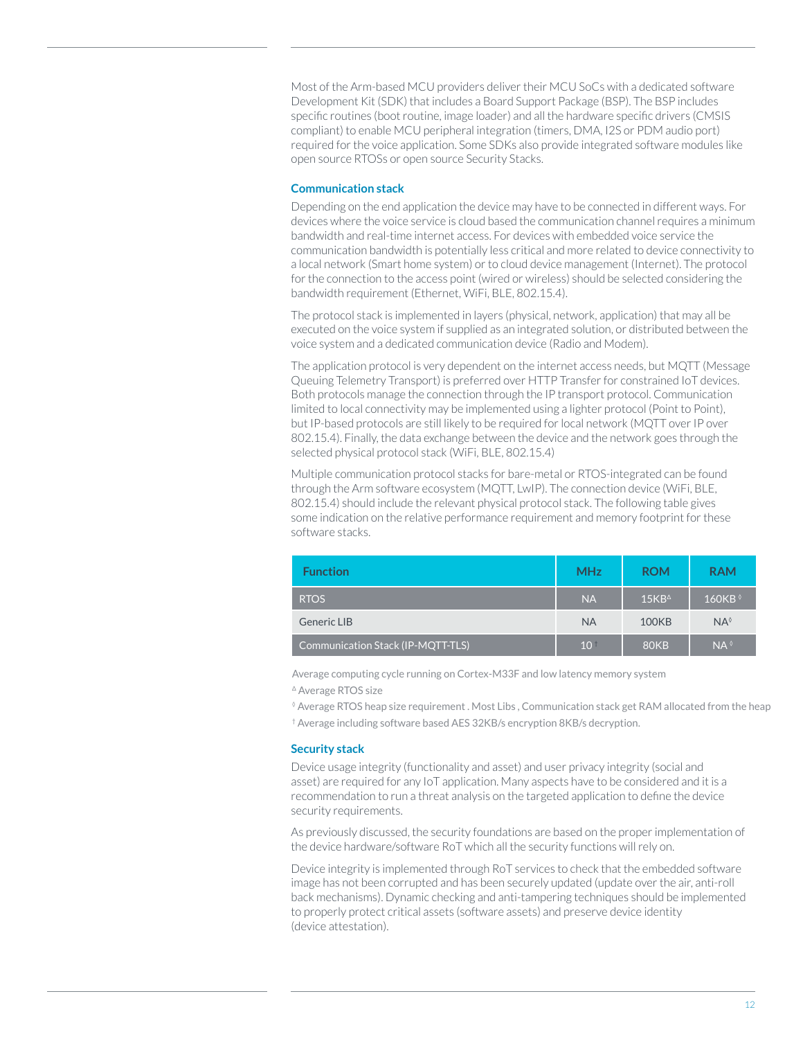Most of the Arm-based MCU providers deliver their MCU SoCs with a dedicated software Development Kit (SDK) that includes a Board Support Package (BSP). The BSP includes specific routines (boot routine, image loader) and all the hardware specific drivers (CMSIS compliant) to enable MCU peripheral integration (timers, DMA, I2S or PDM audio port) required for the voice application. Some SDKs also provide integrated software modules like open source RTOSs or open source Security Stacks.

### Communication stack

Depending on the end application the device may have to be connected in different ways. For devices where the voice service is cloud based the communication channel requires a minimum bandwidth and real-time internet access. For devices with embedded voice service the communication bandwidth is potentially less critical and more related to device connectivity to a local network (Smart home system) or to cloud device management (Internet). The protocol for the connection to the access point (wired or wireless) should be selected considering the bandwidth requirement (Ethernet, WiFi, BLE, 802.15.4).

The protocol stack is implemented in layers (physical, network, application) that may all be executed on the voice system if supplied as an integrated solution, or distributed between the voice system and a dedicated communication device (Radio and Modem).

The application protocol is very dependent on the internet access needs, but MQTT (Message Queuing Telemetry Transport) is preferred over HTTP Transfer for constrained IoT devices. Both protocols manage the connection through the IP transport protocol. Communication limited to local connectivity may be implemented using a lighter protocol (Point to Point), but IP-based protocols are still likely to be required for local network (MQTT over IP over 802.15.4). Finally, the data exchange between the device and the network goes through the selected physical protocol stack (WiFi, BLE, 802.15.4)

Multiple communication protocol stacks for bare-metal or RTOS-integrated can be found through the Arm software ecosystem (MQTT, LwIP). The connection device (WiFi, BLE, 802.15.4) should include the relevant physical protocol stack. The following table gives some indication on the relative performance requirement and memory footprint for these software stacks.

| Function | MHz | ROM | RAM |
|---|---|---|---|
| RTOS | NA | 15KB[△] | 160KB[◊] |
| Generic LIB | NA | 100KB | NA[◊] |
| Communication Stack (IP-MQTT-TLS) | 10[†] | 80KB | NA[◊] |

Average computing cycle running on Cortex-M33F and low latency memory system

[△] Average RTOS size

[◊] Average RTOS heap size requirement . Most Libs , Communication stack get RAM allocated from the heap

[†] Average including software based AES 32KB/s encryption 8KB/s decryption.

### Security stack

Device usage integrity (functionality and asset) and user privacy integrity (social and asset) are required for any IoT application. Many aspects have to be considered and it is a recommendation to run a threat analysis on the targeted application to define the device security requirements.

As previously discussed, the security foundations are based on the proper implementation of the device hardware/software RoT which all the security functions will rely on.

Device integrity is implemented through RoT services to check that the embedded software image has not been corrupted and has been securely updated (update over the air, anti-roll back mechanisms). Dynamic checking and anti-tampering techniques should be implemented to properly protect critical assets (software assets) and preserve device identity (device attestation).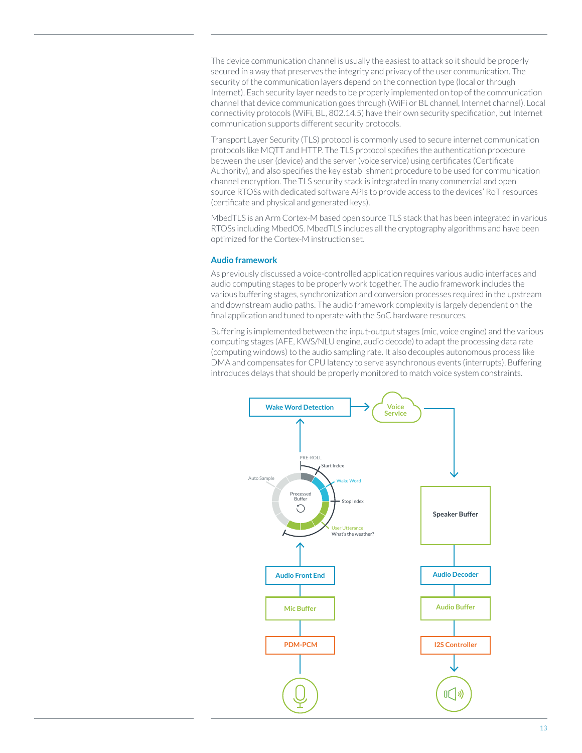The device communication channel is usually the easiest to attack so it should be properly secured in a way that preserves the integrity and privacy of the user communication. The security of the communication layers depend on the connection type (local or through Internet). Each security layer needs to be properly implemented on top of the communication channel that device communication goes through (WiFi or BL channel, Internet channel). Local connectivity protocols (WiFi, BL, 802.14.5) have their own security specification, but Internet communication supports different security protocols.

Transport Layer Security (TLS) protocol is commonly used to secure internet communication protocols like MQTT and HTTP. The TLS protocol specifies the authentication procedure between the user (device) and the server (voice service) using certificates (Certificate Authority), and also specifies the key establishment procedure to be used for communication channel encryption. The TLS security stack is integrated in many commercial and open source RTOSs with dedicated software APIs to provide access to the devices' RoT resources (certificate and physical and generated keys).

MbedTLS is an Arm Cortex-M based open source TLS stack that has been integrated in various RTOSs including MbedOS. MbedTLS includes all the cryptography algorithms and have been optimized for the Cortex-M instruction set.

## Audio framework

As previously discussed a voice-controlled application requires various audio interfaces and audio computing stages to be properly work together. The audio framework includes the various buffering stages, synchronization and conversion processes required in the upstream and downstream audio paths. The audio framework complexity is largely dependent on the final application and tuned to operate with the SoC hardware resources.

Buffering is implemented between the input-output stages (mic, voice engine) and the various computing stages (AFE, KWS/NLU engine, audio decode) to adapt the processing data rate (computing windows) to the audio sampling rate. It also decouples autonomous process like DMA and compensates for CPU latency to serve asynchronous events (interrupts). Buffering introduces delays that should be properly monitored to match voice system constraints.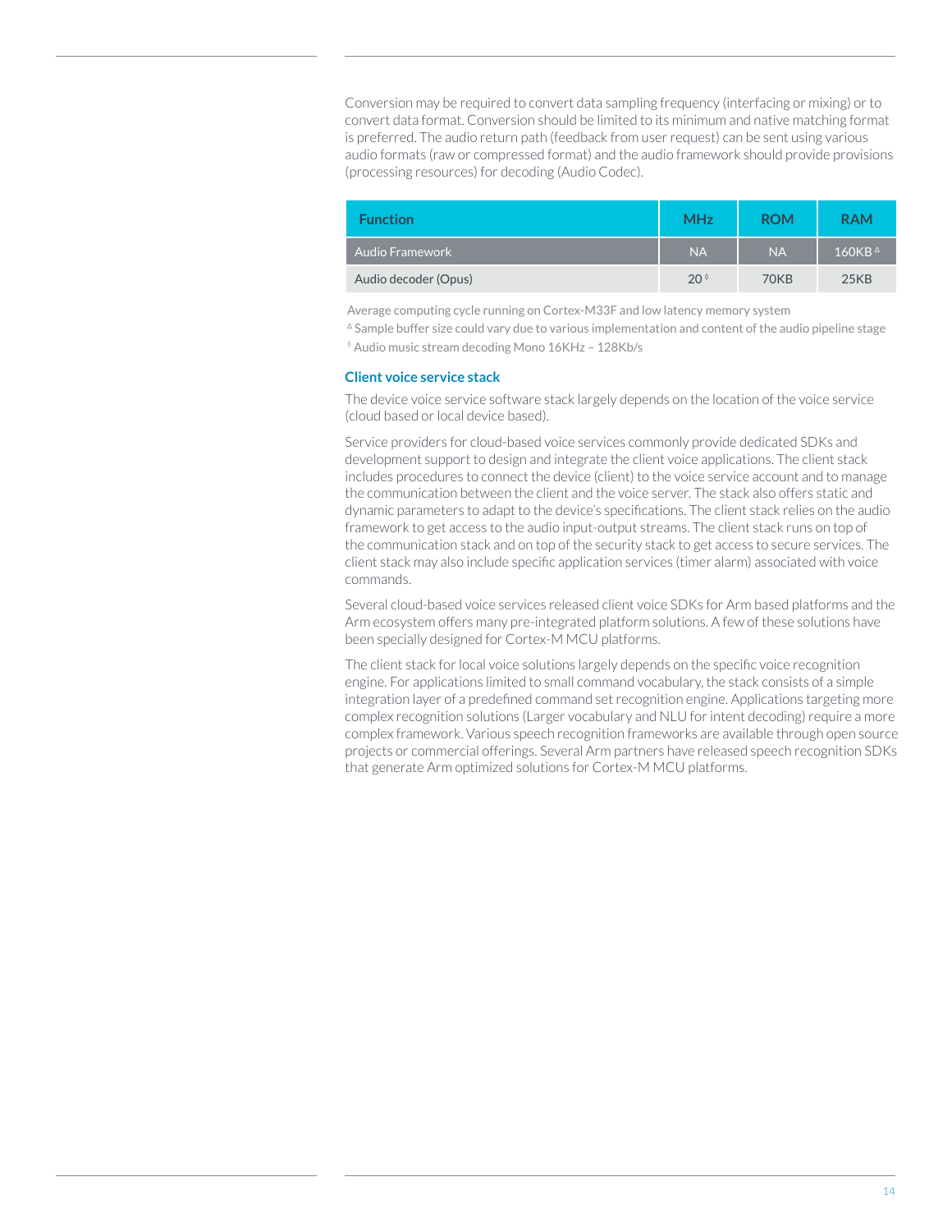Conversion may be required to convert data sampling frequency (interfacing or mixing) or to convert data format. Conversion should be limited to its minimum and native matching format is preferred. The audio return path (feedback from user request) can be sent using various audio formats (raw or compressed format) and the audio framework should provide provisions (processing resources) for decoding (Audio Codec).

| Function | MHz | ROM | RAM |
|---|---|---|---|
| Audio Framework | NA | NA | 160KB [Δ] |
| Audio decoder (Opus) | 20 [◊] | 70KB | 25KB |

Average computing cycle running on Cortex-M33F and low latency memory system

[Δ] Sample buffer size could vary due to various implementation and content of the audio pipeline stage

[◊] Audio music stream decoding Mono 16KHz – 128Kb/s

### Client voice service stack

The device voice service software stack largely depends on the location of the voice service (cloud based or local device based).

Service providers for cloud-based voice services commonly provide dedicated SDKs and development support to design and integrate the client voice applications. The client stack includes procedures to connect the device (client) to the voice service account and to manage the communication between the client and the voice server. The stack also offers static and dynamic parameters to adapt to the device's specifications. The client stack relies on the audio framework to get access to the audio input-output streams. The client stack runs on top of the communication stack and on top of the security stack to get access to secure services. The client stack may also include specific application services (timer alarm) associated with voice commands.

Several cloud-based voice services released client voice SDKs for Arm based platforms and the Arm ecosystem offers many pre-integrated platform solutions. A few of these solutions have been specially designed for Cortex-M MCU platforms.

The client stack for local voice solutions largely depends on the specific voice recognition engine. For applications limited to small command vocabulary, the stack consists of a simple integration layer of a predefined command set recognition engine. Applications targeting more complex recognition solutions (Larger vocabulary and NLU for intent decoding) require a more complex framework. Various speech recognition frameworks are available through open source projects or commercial offerings. Several Arm partners have released speech recognition SDKs that generate Arm optimized solutions for Cortex-M MCU platforms.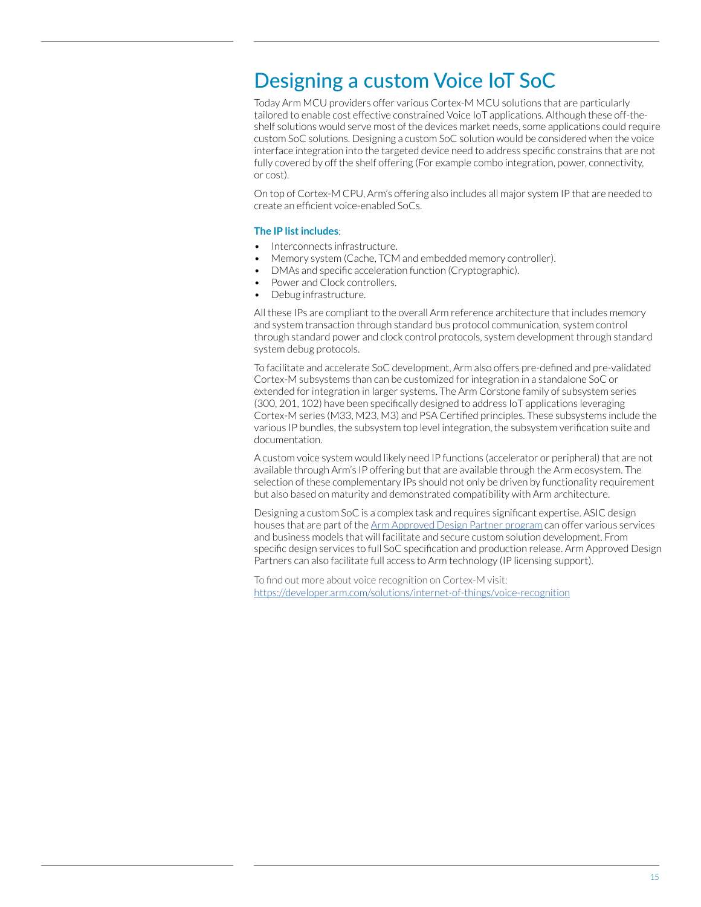# Designing a custom Voice IoT SoC

Today Arm MCU providers offer various Cortex-M MCU solutions that are particularly tailored to enable cost effective constrained Voice IoT applications. Although these off-the-shelf solutions would serve most of the devices market needs, some applications could require custom SoC solutions. Designing a custom SoC solution would be considered when the voice interface integration into the targeted device need to address specific constrains that are not fully covered by off the shelf offering (For example combo integration, power, connectivity, or cost).

On top of Cortex-M CPU, Arm's offering also includes all major system IP that are needed to create an efficient voice-enabled SoCs.

**The IP list includes**:

- Interconnects infrastructure.
- Memory system (Cache, TCM and embedded memory controller).
- DMAs and specific acceleration function (Cryptographic).
- Power and Clock controllers.
- Debug infrastructure.

All these IPs are compliant to the overall Arm reference architecture that includes memory and system transaction through standard bus protocol communication, system control through standard power and clock control protocols, system development through standard system debug protocols.

To facilitate and accelerate SoC development, Arm also offers pre-defined and pre-validated Cortex-M subsystems than can be customized for integration in a standalone SoC or extended for integration in larger systems. The Arm Corstone family of subsystem series (300, 201, 102) have been specifically designed to address IoT applications leveraging Cortex-M series (M33, M23, M3) and PSA Certified principles. These subsystems include the various IP bundles, the subsystem top level integration, the subsystem verification suite and documentation.

A custom voice system would likely need IP functions (accelerator or peripheral) that are not available through Arm's IP offering but that are available through the Arm ecosystem. The selection of these complementary IPs should not only be driven by functionality requirement but also based on maturity and demonstrated compatibility with Arm architecture.

Designing a custom SoC is a complex task and requires significant expertise. ASIC design houses that are part of the Arm Approved Design Partner program can offer various services and business models that will facilitate and secure custom solution development. From specific design services to full SoC specification and production release. Arm Approved Design Partners can also facilitate full access to Arm technology (IP licensing support).

To find out more about voice recognition on Cortex-M visit:
https://developer.arm.com/solutions/internet-of-things/voice-recognition